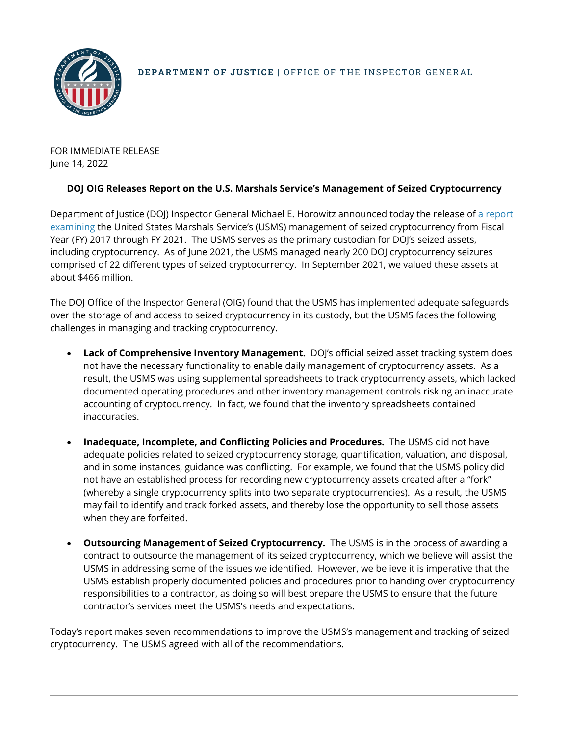DEPARTMENT OF JUSTICE | OFFICE OF THE INSPECTOR GENERAL

FOR IMMEDIATE RELEASE
June 14, 2022

**DOJ OIG Releases Report on the U.S. Marshals Service's Management of Seized Cryptocurrency**

Department of Justice (DOJ) Inspector General Michael E. Horowitz announced today the release of a report examining the United States Marshals Service's (USMS) management of seized cryptocurrency from Fiscal Year (FY) 2017 through FY 2021. The USMS serves as the primary custodian for DOJ's seized assets, including cryptocurrency. As of June 2021, the USMS managed nearly 200 DOJ cryptocurrency seizures comprised of 22 different types of seized cryptocurrency. In September 2021, we valued these assets at about $466 million.

The DOJ Office of the Inspector General (OIG) found that the USMS has implemented adequate safeguards over the storage of and access to seized cryptocurrency in its custody, but the USMS faces the following challenges in managing and tracking cryptocurrency.

- **Lack of Comprehensive Inventory Management.** DOJ's official seized asset tracking system does not have the necessary functionality to enable daily management of cryptocurrency assets. As a result, the USMS was using supplemental spreadsheets to track cryptocurrency assets, which lacked documented operating procedures and other inventory management controls risking an inaccurate accounting of cryptocurrency. In fact, we found that the inventory spreadsheets contained inaccuracies.

- **Inadequate, Incomplete, and Conflicting Policies and Procedures.** The USMS did not have adequate policies related to seized cryptocurrency storage, quantification, valuation, and disposal, and in some instances, guidance was conflicting. For example, we found that the USMS policy did not have an established process for recording new cryptocurrency assets created after a "fork" (whereby a single cryptocurrency splits into two separate cryptocurrencies). As a result, the USMS may fail to identify and track forked assets, and thereby lose the opportunity to sell those assets when they are forfeited.

- **Outsourcing Management of Seized Cryptocurrency.** The USMS is in the process of awarding a contract to outsource the management of its seized cryptocurrency, which we believe will assist the USMS in addressing some of the issues we identified. However, we believe it is imperative that the USMS establish properly documented policies and procedures prior to handing over cryptocurrency responsibilities to a contractor, as doing so will best prepare the USMS to ensure that the future contractor's services meet the USMS's needs and expectations.

Today's report makes seven recommendations to improve the USMS's management and tracking of seized cryptocurrency. The USMS agreed with all of the recommendations.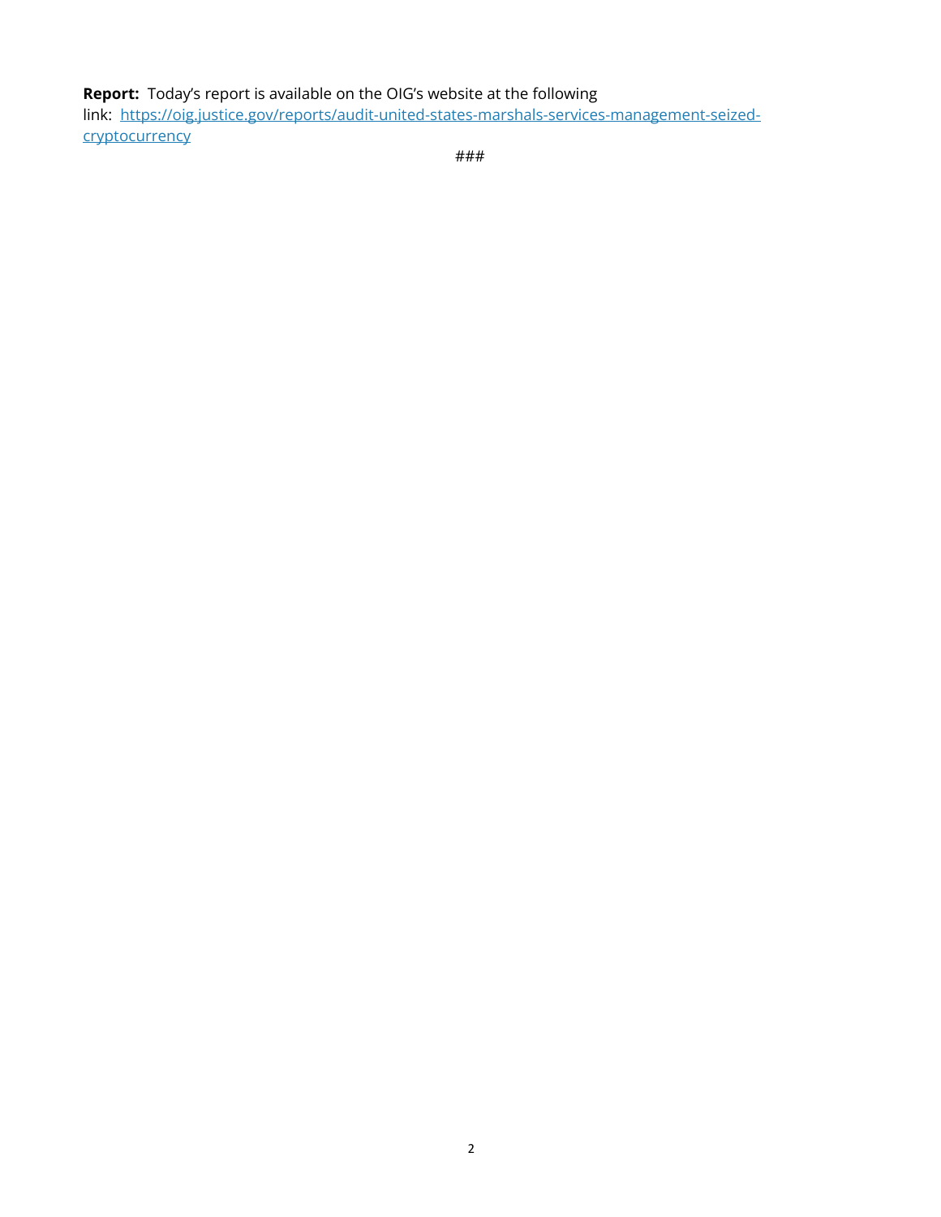**Report:** Today's report is available on the OIG's website at the following link: [https://oig.justice.gov/reports/audit-united-states-marshals-services-management-seized-cryptocurrency](https://oig.justice.gov/reports/audit-united-states-marshals-services-management-seized-cryptocurrency)

###